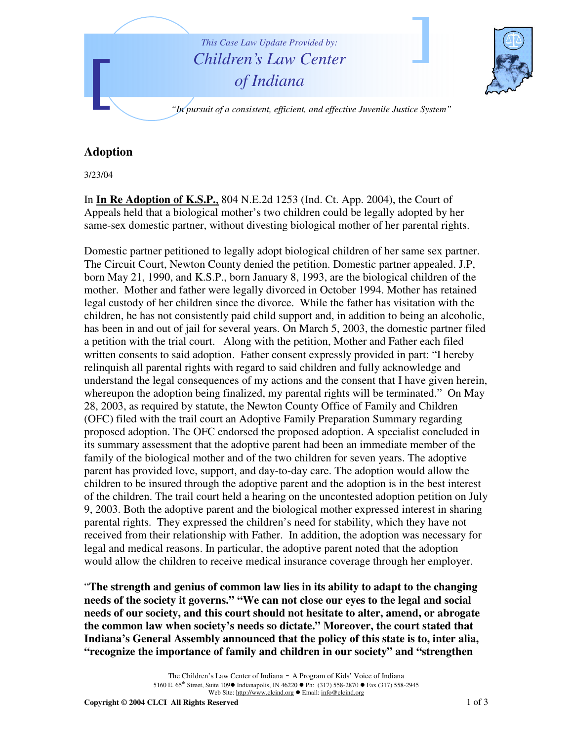This Case Law Update Provided by:
Children's Law Center of Indiana

*"In pursuit of a consistent, efficient, and effective Juvenile Justice System"*

## Adoption

3/23/04

In **In Re Adoption of K.S.P.**, 804 N.E.2d 1253 (Ind. Ct. App. 2004), the Court of Appeals held that a biological mother's two children could be legally adopted by her same-sex domestic partner, without divesting biological mother of her parental rights.

Domestic partner petitioned to legally adopt biological children of her same sex partner. The Circuit Court, Newton County denied the petition. Domestic partner appealed. J.P, born May 21, 1990, and K.S.P., born January 8, 1993, are the biological children of the mother. Mother and father were legally divorced in October 1994. Mother has retained legal custody of her children since the divorce. While the father has visitation with the children, he has not consistently paid child support and, in addition to being an alcoholic, has been in and out of jail for several years. On March 5, 2003, the domestic partner filed a petition with the trial court. Along with the petition, Mother and Father each filed written consents to said adoption. Father consent expressly provided in part: "I hereby relinquish all parental rights with regard to said children and fully acknowledge and understand the legal consequences of my actions and the consent that I have given herein, whereupon the adoption being finalized, my parental rights will be terminated." On May 28, 2003, as required by statute, the Newton County Office of Family and Children (OFC) filed with the trail court an Adoptive Family Preparation Summary regarding proposed adoption. The OFC endorsed the proposed adoption. A specialist concluded in its summary assessment that the adoptive parent had been an immediate member of the family of the biological mother and of the two children for seven years. The adoptive parent has provided love, support, and day-to-day care. The adoption would allow the children to be insured through the adoptive parent and the adoption is in the best interest of the children. The trail court held a hearing on the uncontested adoption petition on July 9, 2003. Both the adoptive parent and the biological mother expressed interest in sharing parental rights. They expressed the children's need for stability, which they have not received from their relationship with Father. In addition, the adoption was necessary for legal and medical reasons. In particular, the adoptive parent noted that the adoption would allow the children to receive medical insurance coverage through her employer.

"**The strength and genius of common law lies in its ability to adapt to the changing needs of the society it governs." "We can not close our eyes to the legal and social needs of our society, and this court should not hesitate to alter, amend, or abrogate the common law when society's needs so dictate." Moreover, the court stated that Indiana's General Assembly announced that the policy of this state is to, inter alia, "recognize the importance of family and children in our society" and "strengthen**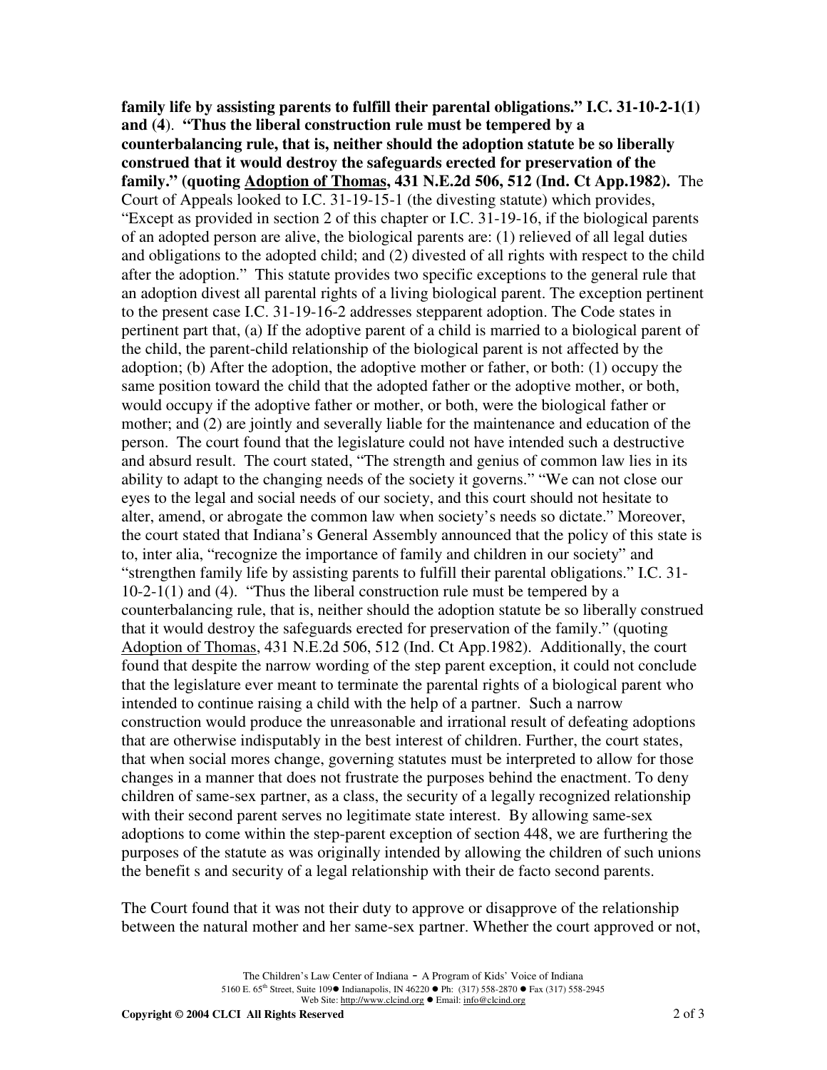**family life by assisting parents to fulfill their parental obligations." I.C. 31-10-2-1(1) and (4)**. **"Thus the liberal construction rule must be tempered by a counterbalancing rule, that is, neither should the adoption statute be so liberally construed that it would destroy the safeguards erected for preservation of the family." (quoting Adoption of Thomas, 431 N.E.2d 506, 512 (Ind. Ct App.1982).** The Court of Appeals looked to I.C. 31-19-15-1 (the divesting statute) which provides, "Except as provided in section 2 of this chapter or I.C. 31-19-16, if the biological parents of an adopted person are alive, the biological parents are: (1) relieved of all legal duties and obligations to the adopted child; and (2) divested of all rights with respect to the child after the adoption." This statute provides two specific exceptions to the general rule that an adoption divest all parental rights of a living biological parent. The exception pertinent to the present case I.C. 31-19-16-2 addresses stepparent adoption. The Code states in pertinent part that, (a) If the adoptive parent of a child is married to a biological parent of the child, the parent-child relationship of the biological parent is not affected by the adoption; (b) After the adoption, the adoptive mother or father, or both: (1) occupy the same position toward the child that the adopted father or the adoptive mother, or both, would occupy if the adoptive father or mother, or both, were the biological father or mother; and (2) are jointly and severally liable for the maintenance and education of the person. The court found that the legislature could not have intended such a destructive and absurd result. The court stated, "The strength and genius of common law lies in its ability to adapt to the changing needs of the society it governs." "We can not close our eyes to the legal and social needs of our society, and this court should not hesitate to alter, amend, or abrogate the common law when society's needs so dictate." Moreover, the court stated that Indiana's General Assembly announced that the policy of this state is to, inter alia, "recognize the importance of family and children in our society" and "strengthen family life by assisting parents to fulfill their parental obligations." I.C. 31-10-2-1(1) and (4). "Thus the liberal construction rule must be tempered by a counterbalancing rule, that is, neither should the adoption statute be so liberally construed that it would destroy the safeguards erected for preservation of the family." (quoting Adoption of Thomas, 431 N.E.2d 506, 512 (Ind. Ct App.1982). Additionally, the court found that despite the narrow wording of the step parent exception, it could not conclude that the legislature ever meant to terminate the parental rights of a biological parent who intended to continue raising a child with the help of a partner. Such a narrow construction would produce the unreasonable and irrational result of defeating adoptions that are otherwise indisputably in the best interest of children. Further, the court states, that when social mores change, governing statutes must be interpreted to allow for those changes in a manner that does not frustrate the purposes behind the enactment. To deny children of same-sex partner, as a class, the security of a legally recognized relationship with their second parent serves no legitimate state interest. By allowing same-sex adoptions to come within the step-parent exception of section 448, we are furthering the purposes of the statute as was originally intended by allowing the children of such unions the benefit s and security of a legal relationship with their de facto second parents.

The Court found that it was not their duty to approve or disapprove of the relationship between the natural mother and her same-sex partner. Whether the court approved or not,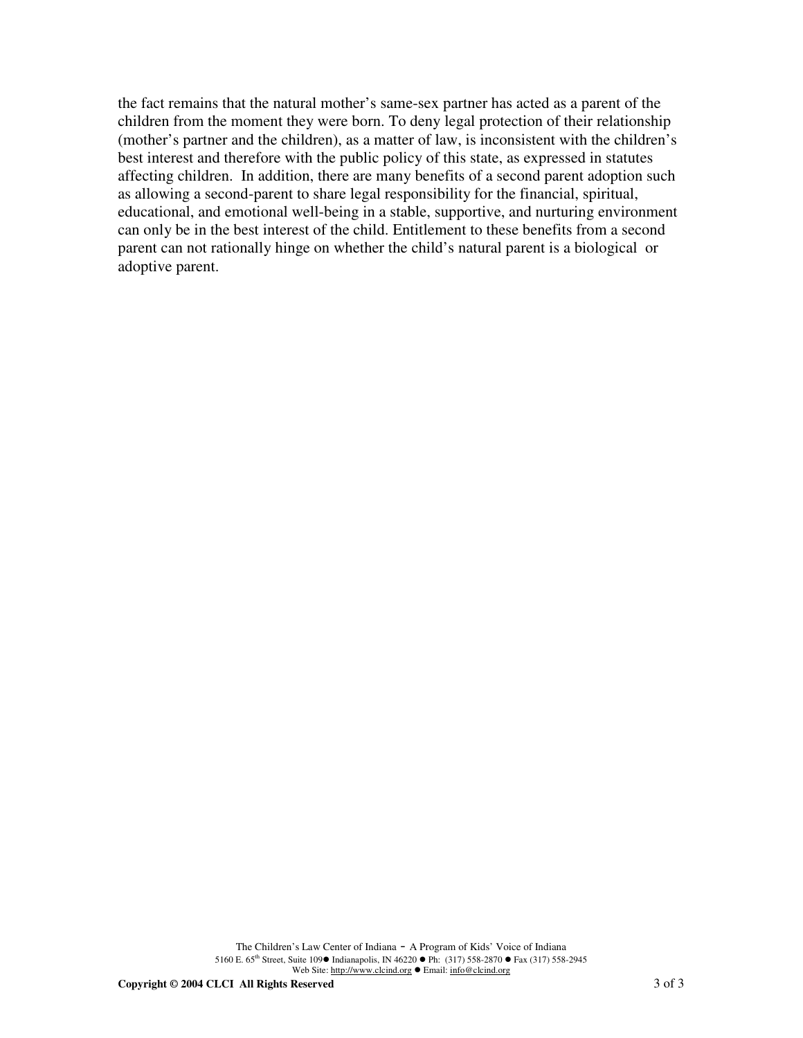the fact remains that the natural mother's same-sex partner has acted as a parent of the children from the moment they were born. To deny legal protection of their relationship (mother's partner and the children), as a matter of law, is inconsistent with the children's best interest and therefore with the public policy of this state, as expressed in statutes affecting children. In addition, there are many benefits of a second parent adoption such as allowing a second-parent to share legal responsibility for the financial, spiritual, educational, and emotional well-being in a stable, supportive, and nurturing environment can only be in the best interest of the child. Entitlement to these benefits from a second parent can not rationally hinge on whether the child's natural parent is a biological or adoptive parent.